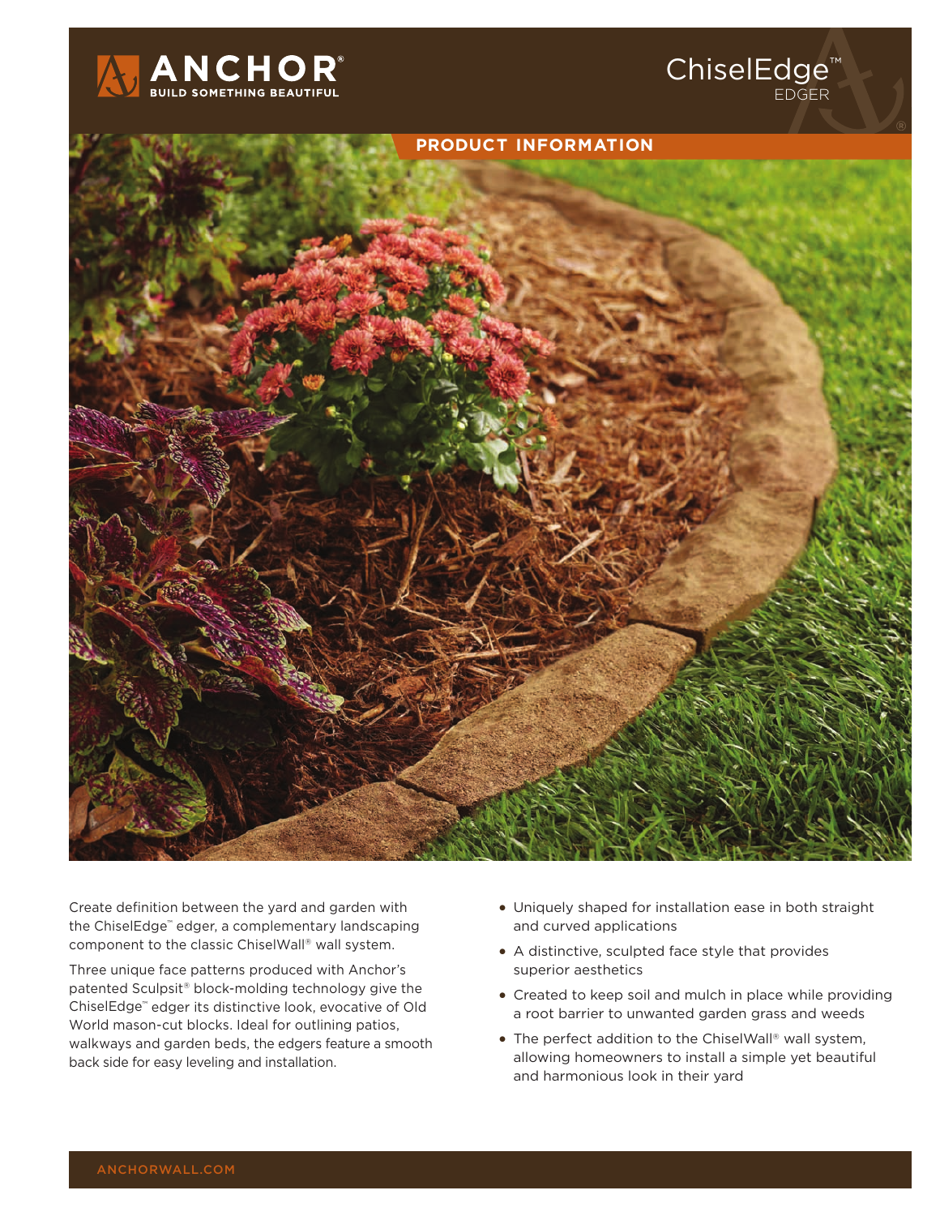# ANCHOR®

BUILD SOMETHING BEAUTIFUL

# ChiselEdge™ EDGER

## PRODUCT INFORMATION

Create definition between the yard and garden with the ChiselEdge™ edger, a complementary landscaping component to the classic ChiselWall® wall system.

Three unique face patterns produced with Anchor's patented Sculpsit® block-molding technology give the ChiselEdge™ edger its distinctive look, evocative of Old World mason-cut blocks. Ideal for outlining patios, walkways and garden beds, the edgers feature a smooth back side for easy leveling and installation.

- Uniquely shaped for installation ease in both straight and curved applications
- A distinctive, sculpted face style that provides superior aesthetics
- Created to keep soil and mulch in place while providing a root barrier to unwanted garden grass and weeds
- The perfect addition to the ChiselWall® wall system, allowing homeowners to install a simple yet beautiful and harmonious look in their yard

ANCHORWALL.COM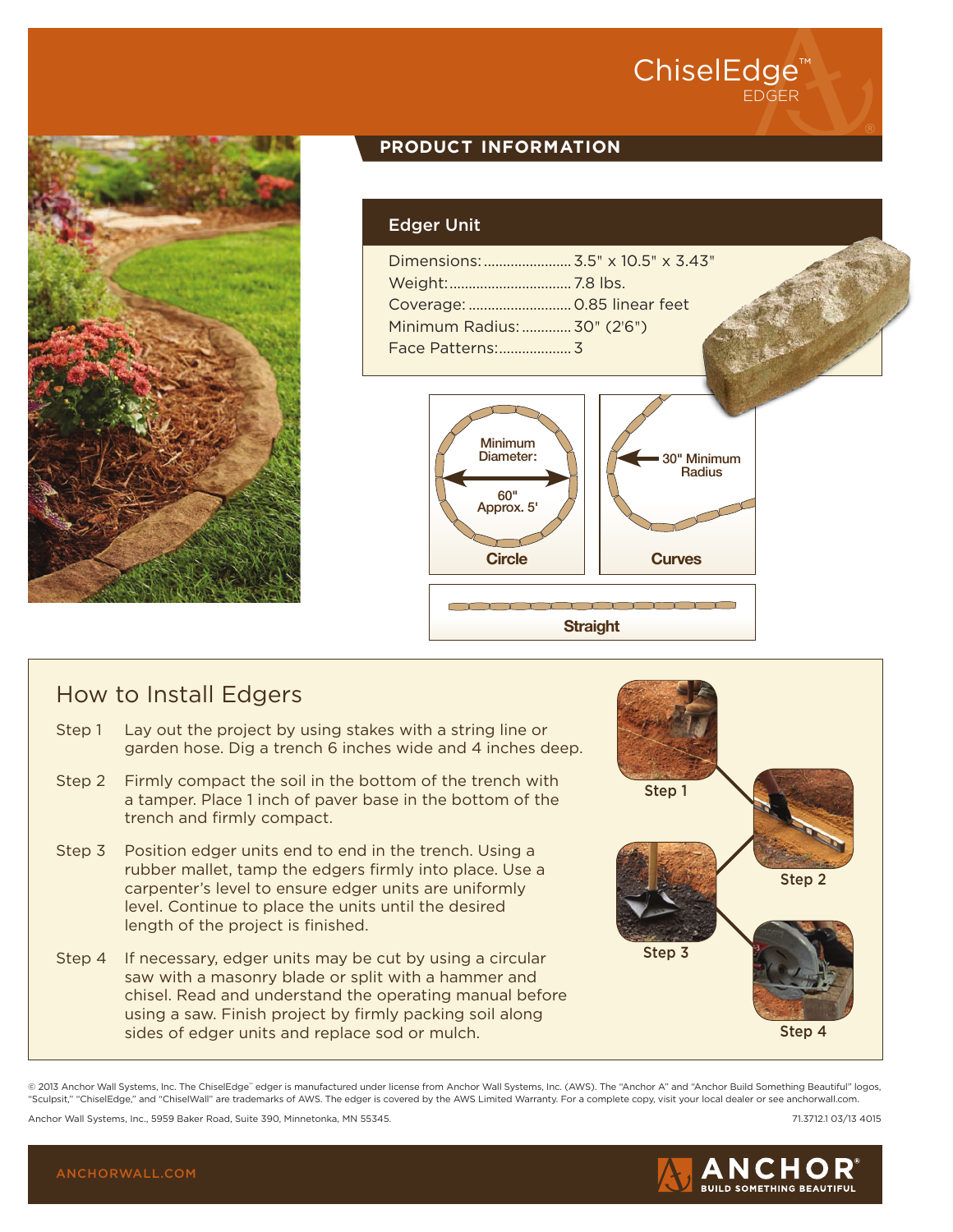ChiselEdge™ EDGER

## PRODUCT INFORMATION

### Edger Unit

Dimensions: 3.5" x 10.5" x 3.43"
Weight: 7.8 lbs.
Coverage: 0.85 linear feet
Minimum Radius: 30" (2'6")
Face Patterns: 3

Minimum Diameter: 60" Approx. 5'
Circle

30" Minimum Radius
Curves

Straight

## How to Install Edgers

Step 1 Lay out the project by using stakes with a string line or garden hose. Dig a trench 6 inches wide and 4 inches deep.

Step 2 Firmly compact the soil in the bottom of the trench with a tamper. Place 1 inch of paver base in the bottom of the trench and firmly compact.

Step 3 Position edger units end to end in the trench. Using a rubber mallet, tamp the edgers firmly into place. Use a carpenter's level to ensure edger units are uniformly level. Continue to place the units until the desired length of the project is finished.

Step 4 If necessary, edger units may be cut by using a circular saw with a masonry blade or split with a hammer and chisel. Read and understand the operating manual before using a saw. Finish project by firmly packing soil along sides of edger units and replace sod or mulch.

Step 1

Step 2

Step 3

Step 4

© 2013 Anchor Wall Systems, Inc. The ChiselEdge™ edger is manufactured under license from Anchor Wall Systems, Inc. (AWS). The "Anchor A" and "Anchor Build Something Beautiful" logos, "Sculpsit," "ChiselEdge," and "ChiselWall" are trademarks of AWS. The edger is covered by the AWS Limited Warranty. For a complete copy, visit your local dealer or see anchorwall.com.

Anchor Wall Systems, Inc., 5959 Baker Road, Suite 390, Minnetonka, MN 55345.

71.3712.1 03/13 4015

ANCHORWALL.COM

ANCHOR® BUILD SOMETHING BEAUTIFUL